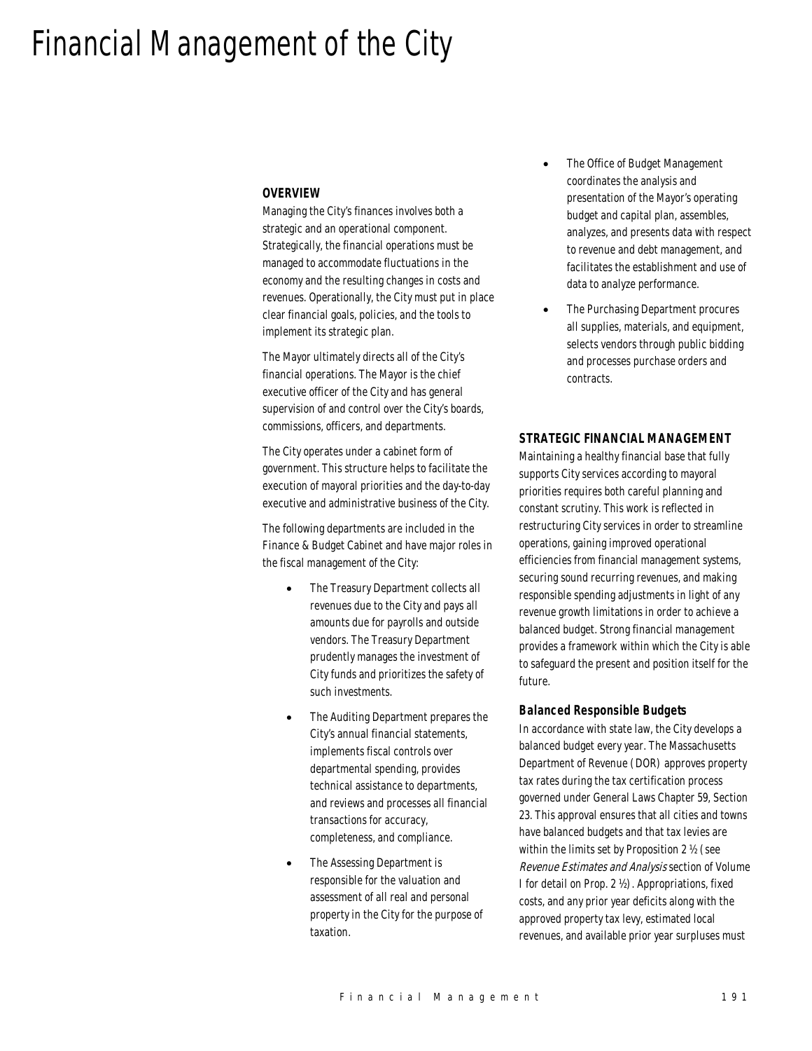# Financial Management of the City

## OVERVIEW

Managing the City's finances involves both a strategic and an operational component. Strategically, the financial operations must be managed to accommodate fluctuations in the economy and the resulting changes in costs and revenues. Operationally, the City must put in place clear financial goals, policies, and the tools to implement its strategic plan.

The Mayor ultimately directs all of the City's financial operations. The Mayor is the chief executive officer of the City and has general supervision of and control over the City's boards, commissions, officers, and departments.

The City operates under a cabinet form of government. This structure helps to facilitate the execution of mayoral priorities and the day-to-day executive and administrative business of the City.

The following departments are included in the Finance & Budget Cabinet and have major roles in the fiscal management of the City:

- The Treasury Department collects all revenues due to the City and pays all amounts due for payrolls and outside vendors. The Treasury Department prudently manages the investment of City funds and prioritizes the safety of such investments.
- The Auditing Department prepares the City's annual financial statements, implements fiscal controls over departmental spending, provides technical assistance to departments, and reviews and processes all financial transactions for accuracy, completeness, and compliance.
- The Assessing Department is responsible for the valuation and assessment of all real and personal property in the City for the purpose of taxation.
- The Office of Budget Management coordinates the analysis and presentation of the Mayor's operating budget and capital plan, assembles, analyzes, and presents data with respect to revenue and debt management, and facilitates the establishment and use of data to analyze performance.
- The Purchasing Department procures all supplies, materials, and equipment, selects vendors through public bidding and processes purchase orders and contracts.

## STRATEGIC FINANCIAL MANAGEMENT

Maintaining a healthy financial base that fully supports City services according to mayoral priorities requires both careful planning and constant scrutiny. This work is reflected in restructuring City services in order to streamline operations, gaining improved operational efficiencies from financial management systems, securing sound recurring revenues, and making responsible spending adjustments in light of any revenue growth limitations in order to achieve a balanced budget. Strong financial management provides a framework within which the City is able to safeguard the present and position itself for the future.

### Balanced Responsible Budgets

In accordance with state law, the City develops a balanced budget every year. The Massachusetts Department of Revenue (DOR) approves property tax rates during the tax certification process governed under General Laws Chapter 59, Section 23. This approval ensures that all cities and towns have balanced budgets and that tax levies are within the limits set by Proposition 2 ½ (see *Revenue Estimates and Analysis* section of Volume I for detail on Prop. 2 ½). Appropriations, fixed costs, and any prior year deficits along with the approved property tax levy, estimated local revenues, and available prior year surpluses must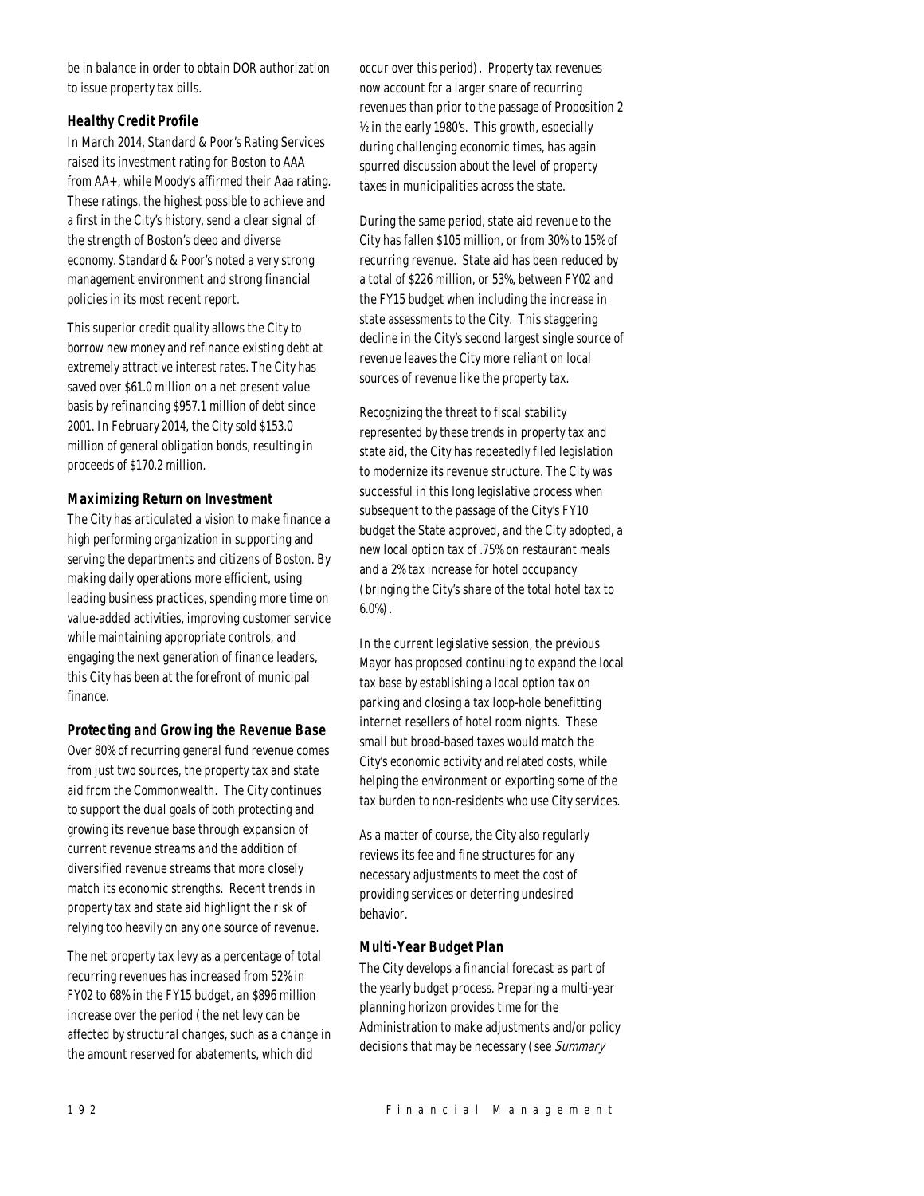be in balance in order to obtain DOR authorization to issue property tax bills.

### Healthy Credit Profile

In March 2014, Standard & Poor's Rating Services raised its investment rating for Boston to AAA from AA+, while Moody's affirmed their Aaa rating. These ratings, the highest possible to achieve and a first in the City's history, send a clear signal of the strength of Boston's deep and diverse economy. Standard & Poor's noted a very strong management environment and strong financial policies in its most recent report.

This superior credit quality allows the City to borrow new money and refinance existing debt at extremely attractive interest rates. The City has saved over $61.0 million on a net present value basis by refinancing $957.1 million of debt since 2001. In February 2014, the City sold $153.0 million of general obligation bonds, resulting in proceeds of $170.2 million.

### Maximizing Return on Investment

The City has articulated a vision to make finance a high performing organization in supporting and serving the departments and citizens of Boston. By making daily operations more efficient, using leading business practices, spending more time on value-added activities, improving customer service while maintaining appropriate controls, and engaging the next generation of finance leaders, this City has been at the forefront of municipal finance.

### Protecting and Growing the Revenue Base

Over 80% of recurring general fund revenue comes from just two sources, the property tax and state aid from the Commonwealth. The City continues to support the dual goals of both protecting and growing its revenue base through expansion of current revenue streams and the addition of diversified revenue streams that more closely match its economic strengths. Recent trends in property tax and state aid highlight the risk of relying too heavily on any one source of revenue.

The net property tax levy as a percentage of total recurring revenues has increased from 52% in FY02 to 68% in the FY15 budget, an $896 million increase over the period (the net levy can be affected by structural changes, such as a change in the amount reserved for abatements, which did occur over this period). Property tax revenues now account for a larger share of recurring revenues than prior to the passage of Proposition 2 ½ in the early 1980's. This growth, especially during challenging economic times, has again spurred discussion about the level of property taxes in municipalities across the state.

During the same period, state aid revenue to the City has fallen $105 million, or from 30% to 15% of recurring revenue. State aid has been reduced by a total of $226 million, or 53%, between FY02 and the FY15 budget when including the increase in state assessments to the City. This staggering decline in the City's second largest single source of revenue leaves the City more reliant on local sources of revenue like the property tax.

Recognizing the threat to fiscal stability represented by these trends in property tax and state aid, the City has repeatedly filed legislation to modernize its revenue structure. The City was successful in this long legislative process when subsequent to the passage of the City's FY10 budget the State approved, and the City adopted, a new local option tax of .75% on restaurant meals and a 2% tax increase for hotel occupancy (bringing the City's share of the total hotel tax to 6.0%).

In the current legislative session, the previous Mayor has proposed continuing to expand the local tax base by establishing a local option tax on parking and closing a tax loop-hole benefitting internet resellers of hotel room nights. These small but broad-based taxes would match the City's economic activity and related costs, while helping the environment or exporting some of the tax burden to non-residents who use City services.

As a matter of course, the City also regularly reviews its fee and fine structures for any necessary adjustments to meet the cost of providing services or deterring undesired behavior.

### Multi-Year Budget Plan

The City develops a financial forecast as part of the yearly budget process. Preparing a multi-year planning horizon provides time for the Administration to make adjustments and/or policy decisions that may be necessary (see *Summary*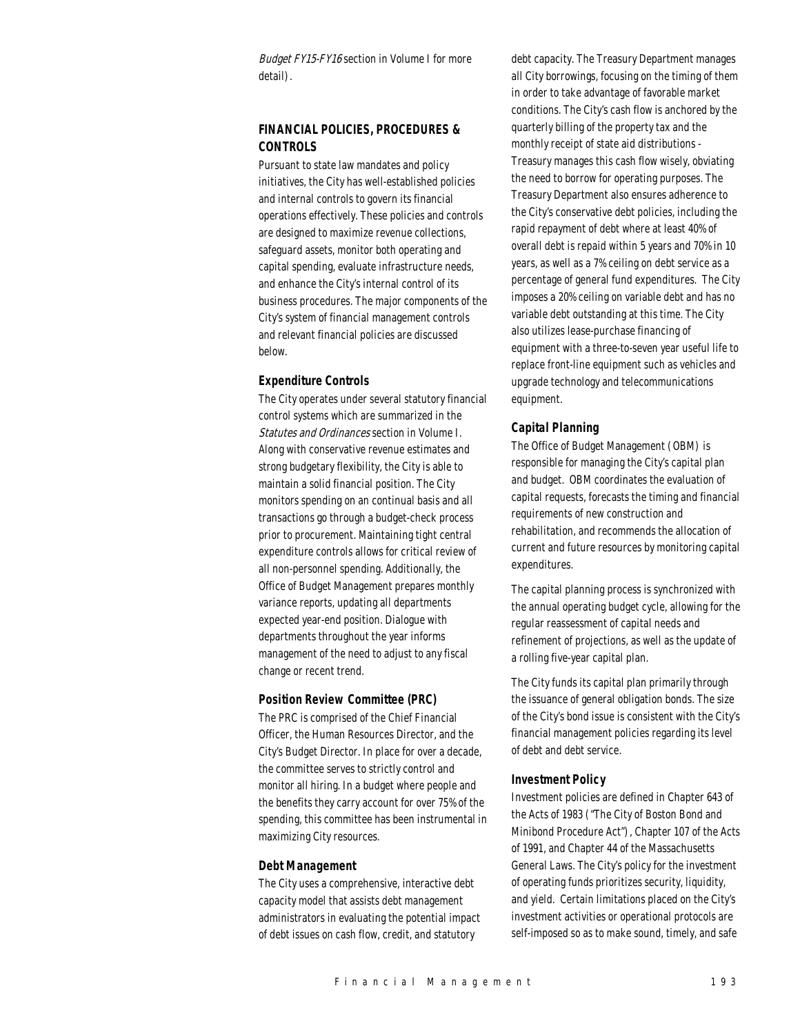*Budget FY15-FY16* section in Volume I for more detail).

## FINANCIAL POLICIES, PROCEDURES & CONTROLS

Pursuant to state law mandates and policy initiatives, the City has well-established policies and internal controls to govern its financial operations effectively. These policies and controls are designed to maximize revenue collections, safeguard assets, monitor both operating and capital spending, evaluate infrastructure needs, and enhance the City's internal control of its business procedures. The major components of the City's system of financial management controls and relevant financial policies are discussed below.

### Expenditure Controls

The City operates under several statutory financial control systems which are summarized in the *Statutes and Ordinances* section in Volume I. Along with conservative revenue estimates and strong budgetary flexibility, the City is able to maintain a solid financial position. The City monitors spending on an continual basis and all transactions go through a budget-check process prior to procurement. Maintaining tight central expenditure controls allows for critical review of all non-personnel spending. Additionally, the Office of Budget Management prepares monthly variance reports, updating all departments expected year-end position. Dialogue with departments throughout the year informs management of the need to adjust to any fiscal change or recent trend.

### Position Review Committee (PRC)

The PRC is comprised of the Chief Financial Officer, the Human Resources Director, and the City's Budget Director. In place for over a decade, the committee serves to strictly control and monitor all hiring. In a budget where people and the benefits they carry account for over 75% of the spending, this committee has been instrumental in maximizing City resources.

### Debt Management

The City uses a comprehensive, interactive debt capacity model that assists debt management administrators in evaluating the potential impact of debt issues on cash flow, credit, and statutory debt capacity. The Treasury Department manages all City borrowings, focusing on the timing of them in order to take advantage of favorable market conditions. The City's cash flow is anchored by the quarterly billing of the property tax and the monthly receipt of state aid distributions - Treasury manages this cash flow wisely, obviating the need to borrow for operating purposes. The Treasury Department also ensures adherence to the City's conservative debt policies, including the rapid repayment of debt where at least 40% of overall debt is repaid within 5 years and 70% in 10 years, as well as a 7% ceiling on debt service as a percentage of general fund expenditures. The City imposes a 20% ceiling on variable debt and has no variable debt outstanding at this time. The City also utilizes lease-purchase financing of equipment with a three-to-seven year useful life to replace front-line equipment such as vehicles and upgrade technology and telecommunications equipment.

### Capital Planning

The Office of Budget Management (OBM) is responsible for managing the City's capital plan and budget. OBM coordinates the evaluation of capital requests, forecasts the timing and financial requirements of new construction and rehabilitation, and recommends the allocation of current and future resources by monitoring capital expenditures.

The capital planning process is synchronized with the annual operating budget cycle, allowing for the regular reassessment of capital needs and refinement of projections, as well as the update of a rolling five-year capital plan.

The City funds its capital plan primarily through the issuance of general obligation bonds. The size of the City's bond issue is consistent with the City's financial management policies regarding its level of debt and debt service.

### Investment Policy

Investment policies are defined in Chapter 643 of the Acts of 1983 ("The City of Boston Bond and Minibond Procedure Act"), Chapter 107 of the Acts of 1991, and Chapter 44 of the Massachusetts General Laws. The City's policy for the investment of operating funds prioritizes security, liquidity, and yield. Certain limitations placed on the City's investment activities or operational protocols are self-imposed so as to make sound, timely, and safe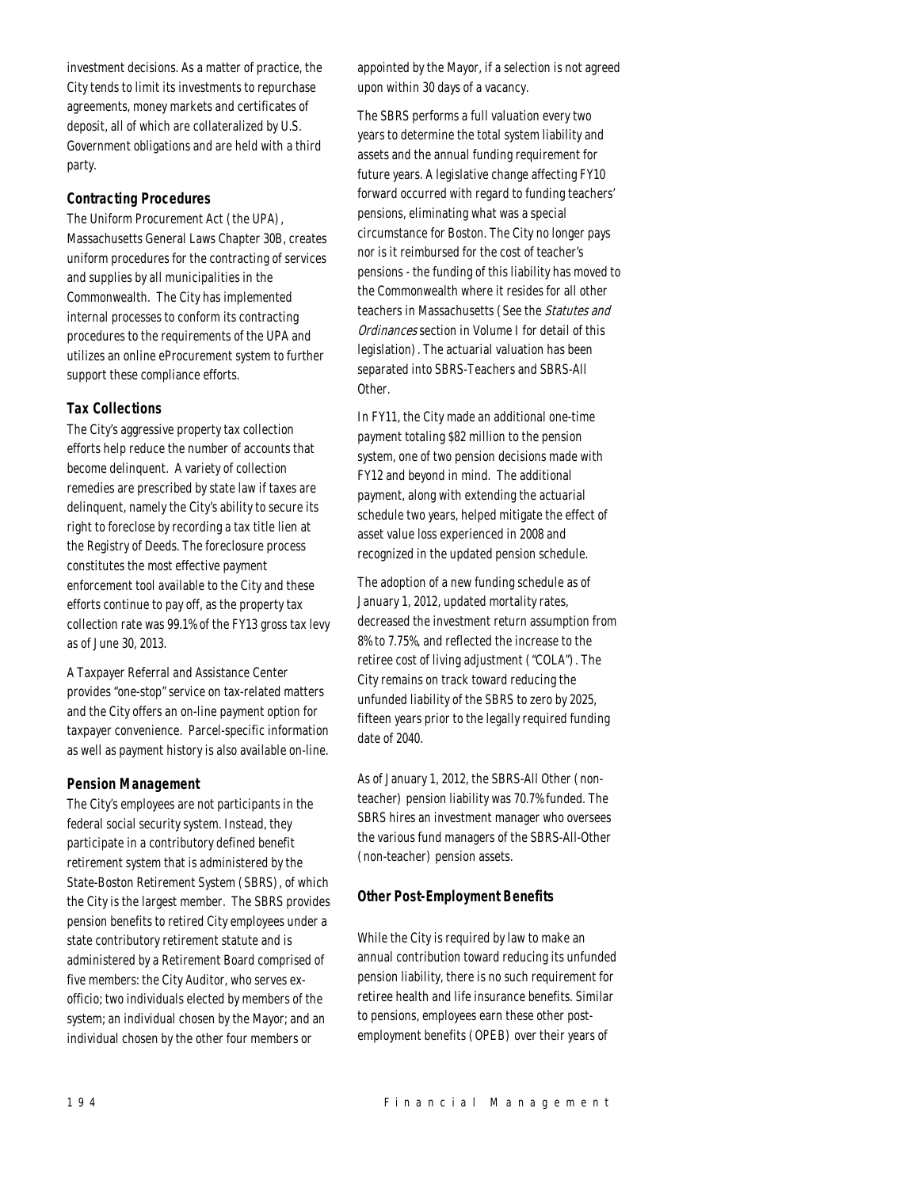investment decisions. As a matter of practice, the City tends to limit its investments to repurchase agreements, money markets and certificates of deposit, all of which are collateralized by U.S. Government obligations and are held with a third party.

### Contracting Procedures

The Uniform Procurement Act (the UPA), Massachusetts General Laws Chapter 30B, creates uniform procedures for the contracting of services and supplies by all municipalities in the Commonwealth. The City has implemented internal processes to conform its contracting procedures to the requirements of the UPA and utilizes an online eProcurement system to further support these compliance efforts.

### Tax Collections

The City's aggressive property tax collection efforts help reduce the number of accounts that become delinquent. A variety of collection remedies are prescribed by state law if taxes are delinquent, namely the City's ability to secure its right to foreclose by recording a tax title lien at the Registry of Deeds. The foreclosure process constitutes the most effective payment enforcement tool available to the City and these efforts continue to pay off, as the property tax collection rate was 99.1% of the FY13 gross tax levy as of June 30, 2013.

A Taxpayer Referral and Assistance Center provides "one-stop" service on tax-related matters and the City offers an on-line payment option for taxpayer convenience. Parcel-specific information as well as payment history is also available on-line.

### Pension Management

The City's employees are not participants in the federal social security system. Instead, they participate in a contributory defined benefit retirement system that is administered by the State-Boston Retirement System (SBRS), of which the City is the largest member. The SBRS provides pension benefits to retired City employees under a state contributory retirement statute and is administered by a Retirement Board comprised of five members: the City Auditor, who serves ex-officio; two individuals elected by members of the system; an individual chosen by the Mayor; and an individual chosen by the other four members or appointed by the Mayor, if a selection is not agreed upon within 30 days of a vacancy.

The SBRS performs a full valuation every two years to determine the total system liability and assets and the annual funding requirement for future years. A legislative change affecting FY10 forward occurred with regard to funding teachers' pensions, eliminating what was a special circumstance for Boston. The City no longer pays nor is it reimbursed for the cost of teacher's pensions - the funding of this liability has moved to the Commonwealth where it resides for all other teachers in Massachusetts (See the *Statutes and Ordinances* section in Volume I for detail of this legislation). The actuarial valuation has been separated into SBRS-Teachers and SBRS-All Other.

In FY11, the City made an additional one-time payment totaling $82 million to the pension system, one of two pension decisions made with FY12 and beyond in mind. The additional payment, along with extending the actuarial schedule two years, helped mitigate the effect of asset value loss experienced in 2008 and recognized in the updated pension schedule.

The adoption of a new funding schedule as of January 1, 2012, updated mortality rates, decreased the investment return assumption from 8% to 7.75%, and reflected the increase to the retiree cost of living adjustment ("COLA"). The City remains on track toward reducing the unfunded liability of the SBRS to zero by 2025, fifteen years prior to the legally required funding date of 2040.

As of January 1, 2012, the SBRS-All Other (non-teacher) pension liability was 70.7% funded. The SBRS hires an investment manager who oversees the various fund managers of the SBRS-All-Other (non-teacher) pension assets.

### Other Post-Employment Benefits

While the City is required by law to make an annual contribution toward reducing its unfunded pension liability, there is no such requirement for retiree health and life insurance benefits. Similar to pensions, employees earn these other post-employment benefits (OPEB) over their years of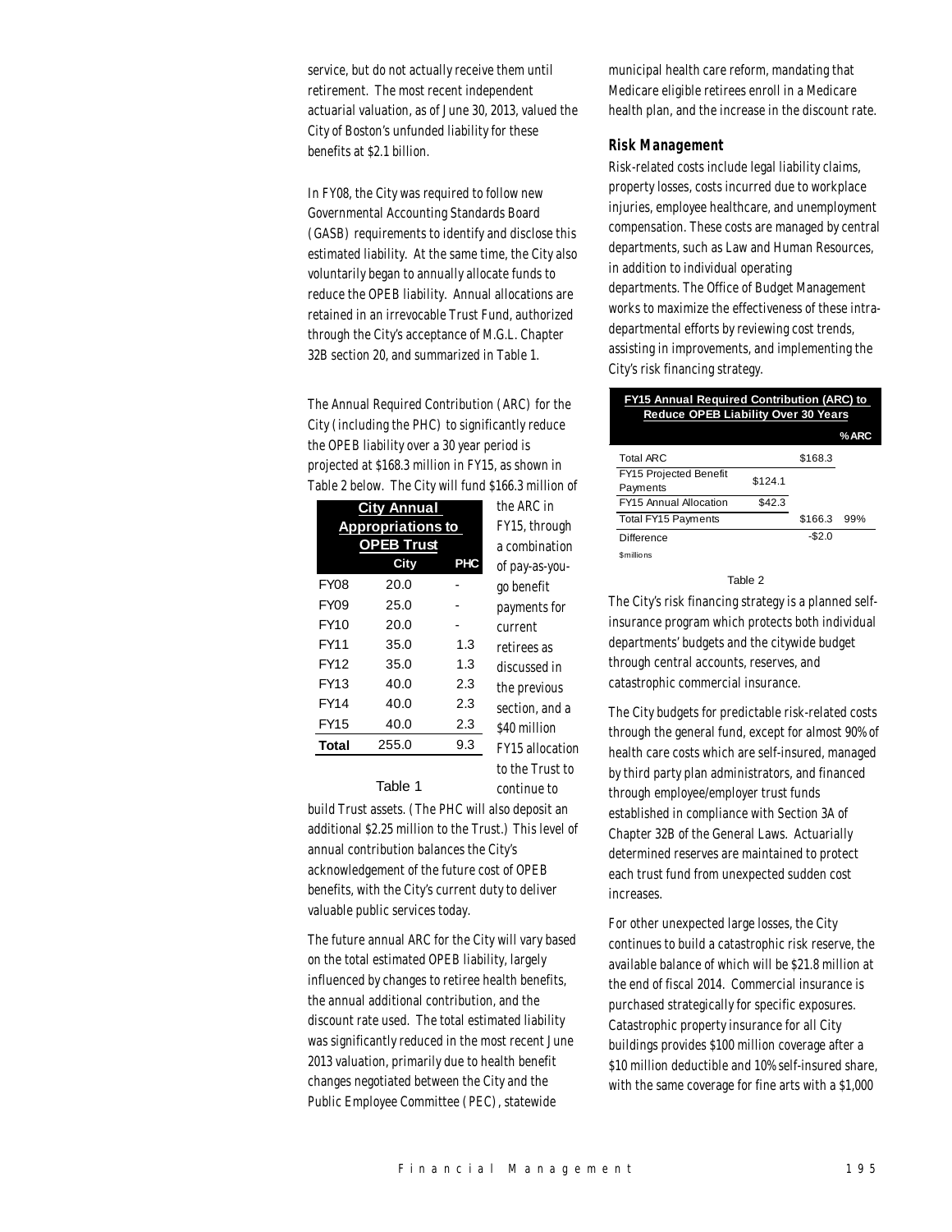service, but do not actually receive them until retirement. The most recent independent actuarial valuation, as of June 30, 2013, valued the City of Boston's unfunded liability for these benefits at $2.1 billion.

In FY08, the City was required to follow new Governmental Accounting Standards Board (GASB) requirements to identify and disclose this estimated liability. At the same time, the City also voluntarily began to annually allocate funds to reduce the OPEB liability. Annual allocations are retained in an irrevocable Trust Fund, authorized through the City's acceptance of M.G.L. Chapter 32B section 20, and summarized in Table 1.

The Annual Required Contribution (ARC) for the City (including the PHC) to significantly reduce the OPEB liability over a 30 year period is projected at $168.3 million in FY15, as shown in Table 2 below. The City will fund $166.3 million of the ARC in FY15, through a combination of pay-as-you-go benefit payments for current retirees as discussed in the previous section, and a $40 million FY15 allocation to the Trust to continue to build Trust assets. (The PHC will also deposit an additional $2.25 million to the Trust.) This level of annual contribution balances the City's acknowledgement of the future cost of OPEB benefits, with the City's current duty to deliver valuable public services today.

| City Annual Appropriations to OPEB Trust | | |
|---|---|---|
| | City | PHC |
| FY08 | 20.0 | - |
| FY09 | 25.0 | - |
| FY10 | 20.0 | - |
| FY11 | 35.0 | 1.3 |
| FY12 | 35.0 | 1.3 |
| FY13 | 40.0 | 2.3 |
| FY14 | 40.0 | 2.3 |
| FY15 | 40.0 | 2.3 |
| **Total** | 255.0 | 9.3 |

Table 1

The future annual ARC for the City will vary based on the total estimated OPEB liability, largely influenced by changes to retiree health benefits, the annual additional contribution, and the discount rate used. The total estimated liability was significantly reduced in the most recent June 2013 valuation, primarily due to health benefit changes negotiated between the City and the Public Employee Committee (PEC), statewide municipal health care reform, mandating that Medicare eligible retirees enroll in a Medicare health plan, and the increase in the discount rate.

### Risk Management

Risk-related costs include legal liability claims, property losses, costs incurred due to workplace injuries, employee healthcare, and unemployment compensation. These costs are managed by central departments, such as Law and Human Resources, in addition to individual operating departments. The Office of Budget Management works to maximize the effectiveness of these intra-departmental efforts by reviewing cost trends, assisting in improvements, and implementing the City's risk financing strategy.

| FY15 Annual Required Contribution (ARC) to Reduce OPEB Liability Over 30 Years | | | |
|---|---|---|---|
| | | | % ARC |
| Total ARC | | $168.3 | |
| FY15 Projected Benefit Payments | $124.1 | | |
| FY15 Annual Allocation | $42.3 | | |
| Total FY15 Payments | | $166.3 | 99% |
| Difference | | -$2.0 | |

$millions

Table 2

The City's risk financing strategy is a planned self-insurance program which protects both individual departments' budgets and the citywide budget through central accounts, reserves, and catastrophic commercial insurance.

The City budgets for predictable risk-related costs through the general fund, except for almost 90% of health care costs which are self-insured, managed by third party plan administrators, and financed through employee/employer trust funds established in compliance with Section 3A of Chapter 32B of the General Laws. Actuarially determined reserves are maintained to protect each trust fund from unexpected sudden cost increases.

For other unexpected large losses, the City continues to build a catastrophic risk reserve, the available balance of which will be $21.8 million at the end of fiscal 2014. Commercial insurance is purchased strategically for specific exposures. Catastrophic property insurance for all City buildings provides $100 million coverage after a $10 million deductible and 10% self-insured share, with the same coverage for fine arts with a $1,000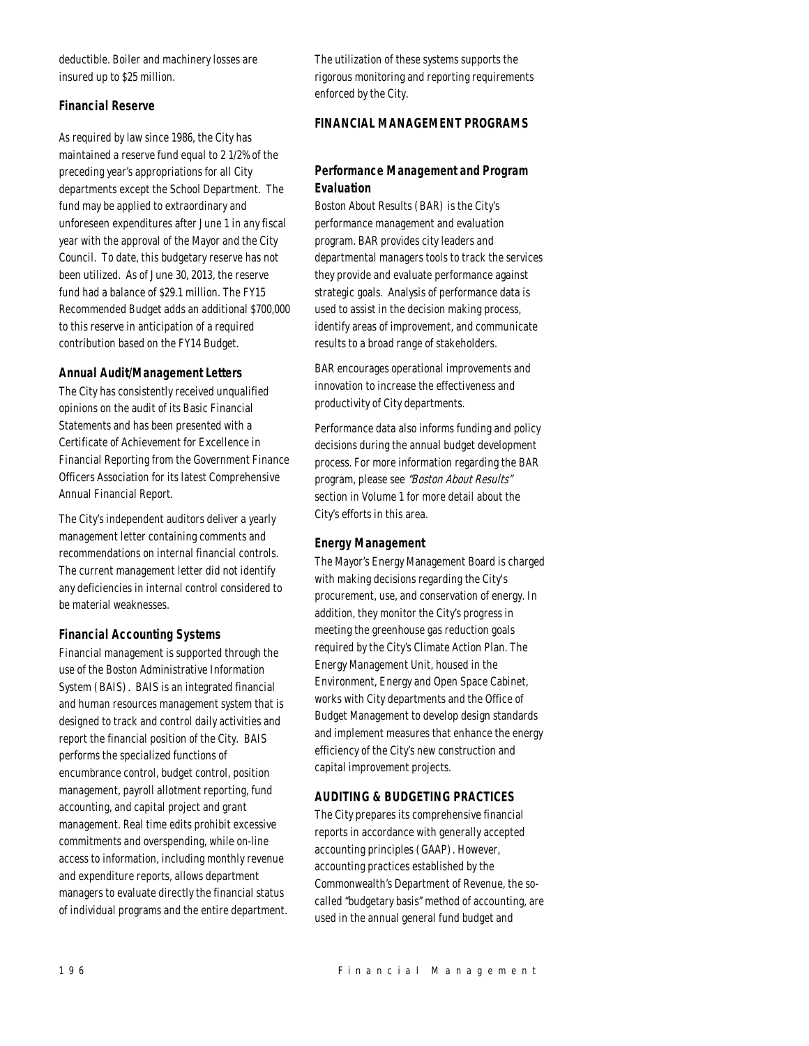deductible. Boiler and machinery losses are insured up to $25 million.

### Financial Reserve

As required by law since 1986, the City has maintained a reserve fund equal to 2 1/2% of the preceding year's appropriations for all City departments except the School Department. The fund may be applied to extraordinary and unforeseen expenditures after June 1 in any fiscal year with the approval of the Mayor and the City Council. To date, this budgetary reserve has not been utilized. As of June 30, 2013, the reserve fund had a balance of $29.1 million. The FY15 Recommended Budget adds an additional $700,000 to this reserve in anticipation of a required contribution based on the FY14 Budget.

### Annual Audit/Management Letters

The City has consistently received unqualified opinions on the audit of its Basic Financial Statements and has been presented with a Certificate of Achievement for Excellence in Financial Reporting from the Government Finance Officers Association for its latest Comprehensive Annual Financial Report.

The City's independent auditors deliver a yearly management letter containing comments and recommendations on internal financial controls. The current management letter did not identify any deficiencies in internal control considered to be material weaknesses.

### Financial Accounting Systems

Financial management is supported through the use of the Boston Administrative Information System (BAIS). BAIS is an integrated financial and human resources management system that is designed to track and control daily activities and report the financial position of the City. BAIS performs the specialized functions of encumbrance control, budget control, position management, payroll allotment reporting, fund accounting, and capital project and grant management. Real time edits prohibit excessive commitments and overspending, while on-line access to information, including monthly revenue and expenditure reports, allows department managers to evaluate directly the financial status of individual programs and the entire department. The utilization of these systems supports the rigorous monitoring and reporting requirements enforced by the City.

## FINANCIAL MANAGEMENT PROGRAMS

### Performance Management and Program Evaluation

Boston About Results (BAR) is the City's performance management and evaluation program. BAR provides city leaders and departmental managers tools to track the services they provide and evaluate performance against strategic goals. Analysis of performance data is used to assist in the decision making process, identify areas of improvement, and communicate results to a broad range of stakeholders.

BAR encourages operational improvements and innovation to increase the effectiveness and productivity of City departments.

Performance data also informs funding and policy decisions during the annual budget development process. For more information regarding the BAR program, please see *"Boston About Results"* section in Volume 1 for more detail about the City's efforts in this area.

### Energy Management

The Mayor's Energy Management Board is charged with making decisions regarding the City's procurement, use, and conservation of energy. In addition, they monitor the City's progress in meeting the greenhouse gas reduction goals required by the City's Climate Action Plan. The Energy Management Unit, housed in the Environment, Energy and Open Space Cabinet, works with City departments and the Office of Budget Management to develop design standards and implement measures that enhance the energy efficiency of the City's new construction and capital improvement projects.

## AUDITING & BUDGETING PRACTICES

The City prepares its comprehensive financial reports in accordance with generally accepted accounting principles (GAAP). However, accounting practices established by the Commonwealth's Department of Revenue, the so-called "budgetary basis" method of accounting, are used in the annual general fund budget and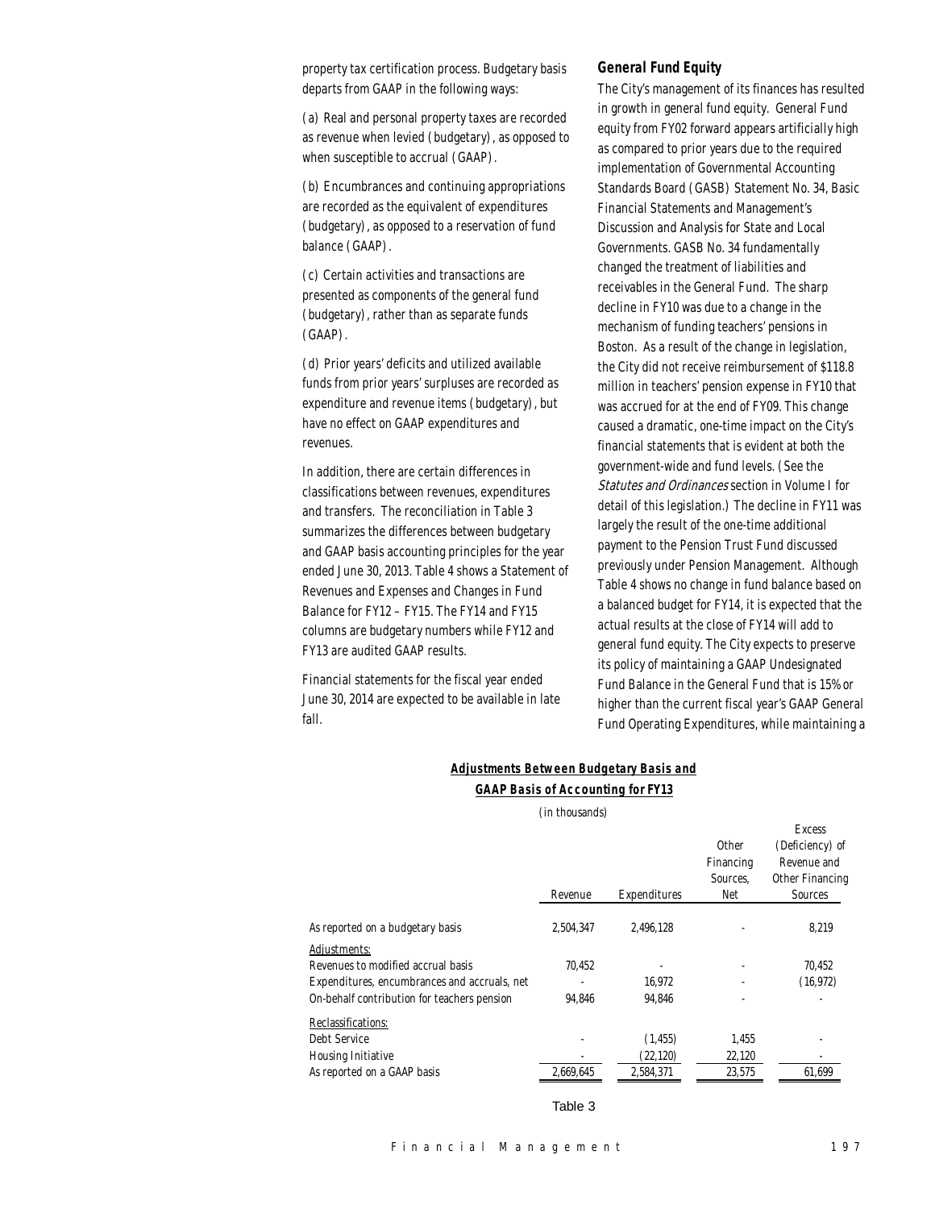property tax certification process. Budgetary basis departs from GAAP in the following ways:

(a) Real and personal property taxes are recorded as revenue when levied (budgetary), as opposed to when susceptible to accrual (GAAP).

(b) Encumbrances and continuing appropriations are recorded as the equivalent of expenditures (budgetary), as opposed to a reservation of fund balance (GAAP).

(c) Certain activities and transactions are presented as components of the general fund (budgetary), rather than as separate funds (GAAP).

(d) Prior years' deficits and utilized available funds from prior years' surpluses are recorded as expenditure and revenue items (budgetary), but have no effect on GAAP expenditures and revenues.

In addition, there are certain differences in classifications between revenues, expenditures and transfers. The reconciliation in Table 3 summarizes the differences between budgetary and GAAP basis accounting principles for the year ended June 30, 2013. Table 4 shows a Statement of Revenues and Expenses and Changes in Fund Balance for FY12 – FY15. The FY14 and FY15 columns are budgetary numbers while FY12 and FY13 are audited GAAP results.

Financial statements for the fiscal year ended June 30, 2014 are expected to be available in late fall.

### General Fund Equity

The City's management of its finances has resulted in growth in general fund equity. General Fund equity from FY02 forward appears artificially high as compared to prior years due to the required implementation of Governmental Accounting Standards Board (GASB) Statement No. 34, Basic Financial Statements and Management's Discussion and Analysis for State and Local Governments. GASB No. 34 fundamentally changed the treatment of liabilities and receivables in the General Fund. The sharp decline in FY10 was due to a change in the mechanism of funding teachers' pensions in Boston. As a result of the change in legislation, the City did not receive reimbursement of $118.8 million in teachers' pension expense in FY10 that was accrued for at the end of FY09. This change caused a dramatic, one-time impact on the City's financial statements that is evident at both the government-wide and fund levels. (See the *Statutes and Ordinances* section in Volume I for detail of this legislation.) The decline in FY11 was largely the result of the one-time additional payment to the Pension Trust Fund discussed previously under Pension Management. Although Table 4 shows no change in fund balance based on a balanced budget for FY14, it is expected that the actual results at the close of FY14 will add to general fund equity. The City expects to preserve its policy of maintaining a GAAP Undesignated Fund Balance in the General Fund that is 15% or higher than the current fiscal year's GAAP General Fund Operating Expenditures, while maintaining a

**Adjustments Between Budgetary Basis and GAAP Basis of Accounting for FY13**

(in thousands)

| | Revenue | Expenditures | Other Financing Sources, Net | Excess (Deficiency) of Revenue and Other Financing Sources |
|---|---|---|---|---|
| As reported on a budgetary basis | 2,504,347 | 2,496,128 | - | 8,219 |
| Adjustments: | | | | |
| Revenues to modified accrual basis | 70,452 | - | - | 70,452 |
| Expenditures, encumbrances and accruals, net | - | 16,972 | - | (16,972) |
| On-behalf contribution for teachers pension | 94,846 | 94,846 | - | - |
| Reclassifications: | | | | |
| Debt Service | - | (1,455) | 1,455 | - |
| Housing Initiative | - | (22,120) | 22,120 | - |
| As reported on a GAAP basis | 2,669,645 | 2,584,371 | 23,575 | 61,699 |

Table 3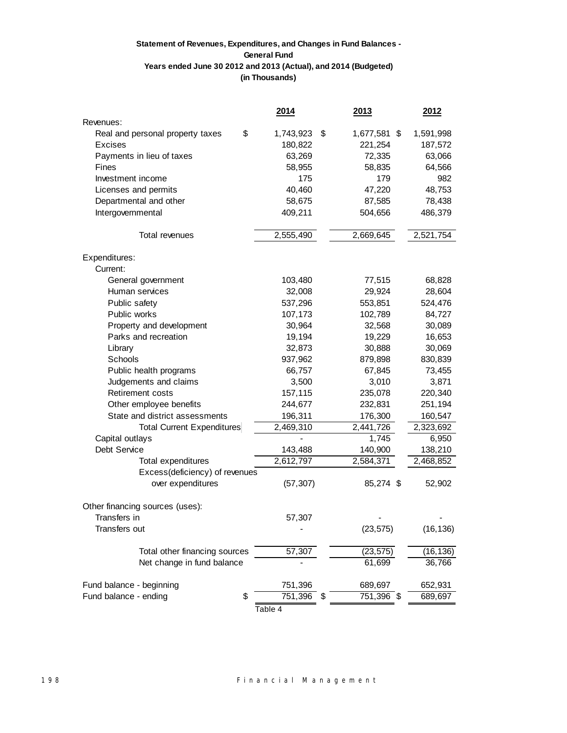**Statement of Revenues, Expenditures, and Changes in Fund Balances - General Fund**

**Years ended June 30 2012 and 2013 (Actual), and 2014 (Budgeted)**

**(in Thousands)**

| | 2014 | 2013 | 2012 |
|---|---|---|---|
| Revenues: | | | |
| Real and personal property taxes | $ 1,743,923 | $ 1,677,581 | $ 1,591,998 |
| Excises | 180,822 | 221,254 | 187,572 |
| Payments in lieu of taxes | 63,269 | 72,335 | 63,066 |
| Fines | 58,955 | 58,835 | 64,566 |
| Investment income | 175 | 179 | 982 |
| Licenses and permits | 40,460 | 47,220 | 48,753 |
| Departmental and other | 58,675 | 87,585 | 78,438 |
| Intergovernmental | 409,211 | 504,656 | 486,379 |
| Total revenues | 2,555,490 | 2,669,645 | 2,521,754 |
| Expenditures: | | | |
| Current: | | | |
| General government | 103,480 | 77,515 | 68,828 |
| Human services | 32,008 | 29,924 | 28,604 |
| Public safety | 537,296 | 553,851 | 524,476 |
| Public works | 107,173 | 102,789 | 84,727 |
| Property and development | 30,964 | 32,568 | 30,089 |
| Parks and recreation | 19,194 | 19,229 | 16,653 |
| Library | 32,873 | 30,888 | 30,069 |
| Schools | 937,962 | 879,898 | 830,839 |
| Public health programs | 66,757 | 67,845 | 73,455 |
| Judgements and claims | 3,500 | 3,010 | 3,871 |
| Retirement costs | 157,115 | 235,078 | 220,340 |
| Other employee benefits | 244,677 | 232,831 | 251,194 |
| State and district assessments | 196,311 | 176,300 | 160,547 |
| Total Current Expenditures | 2,469,310 | 2,441,726 | 2,323,692 |
| Capital outlays | - | 1,745 | 6,950 |
| Debt Service | 143,488 | 140,900 | 138,210 |
| Total expenditures | 2,612,797 | 2,584,371 | 2,468,852 |
| Excess(deficiency) of revenues over expenditures | (57,307) | 85,274 | $ 52,902 |
| Other financing sources (uses): | | | |
| Transfers in | 57,307 | - | - |
| Transfers out | - | (23,575) | (16,136) |
| Total other financing sources | 57,307 | (23,575) | (16,136) |
| Net change in fund balance | - | 61,699 | 36,766 |
| Fund balance - beginning | 751,396 | 689,697 | 652,931 |
| Fund balance - ending | $ 751,396 | $ 751,396 | $ 689,697 |

Table 4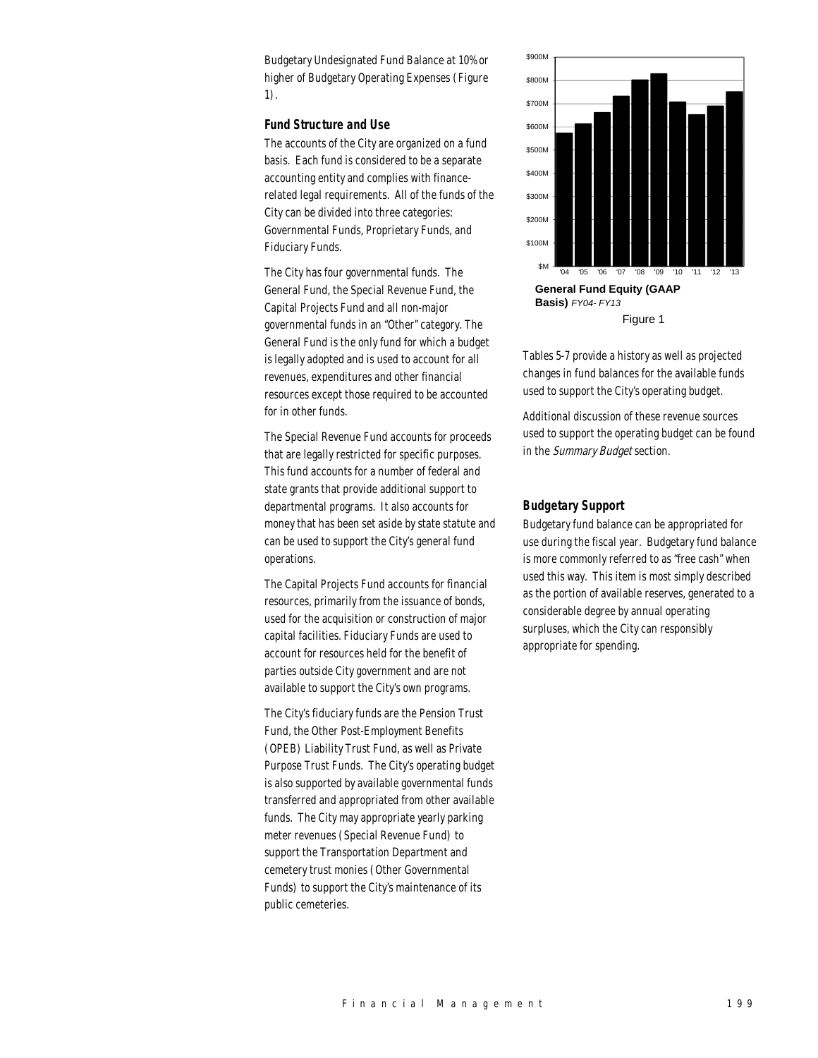Budgetary Undesignated Fund Balance at 10% or higher of Budgetary Operating Expenses (Figure 1).

### Fund Structure and Use

The accounts of the City are organized on a fund basis. Each fund is considered to be a separate accounting entity and complies with finance-related legal requirements. All of the funds of the City can be divided into three categories: Governmental Funds, Proprietary Funds, and Fiduciary Funds.

The City has four governmental funds. The General Fund, the Special Revenue Fund, the Capital Projects Fund and all non-major governmental funds in an "Other" category. The General Fund is the only fund for which a budget is legally adopted and is used to account for all revenues, expenditures and other financial resources except those required to be accounted for in other funds.

The Special Revenue Fund accounts for proceeds that are legally restricted for specific purposes. This fund accounts for a number of federal and state grants that provide additional support to departmental programs. It also accounts for money that has been set aside by state statute and can be used to support the City's general fund operations.

The Capital Projects Fund accounts for financial resources, primarily from the issuance of bonds, used for the acquisition or construction of major capital facilities. Fiduciary Funds are used to account for resources held for the benefit of parties outside City government and are not available to support the City's own programs.

The City's fiduciary funds are the Pension Trust Fund, the Other Post-Employment Benefits (OPEB) Liability Trust Fund, as well as Private Purpose Trust Funds. The City's operating budget is also supported by available governmental funds transferred and appropriated from other available funds. The City may appropriate yearly parking meter revenues (Special Revenue Fund) to support the Transportation Department and cemetery trust monies (Other Governmental Funds) to support the City's maintenance of its public cemeteries.

**General Fund Equity (GAAP Basis)** *FY04- FY13*

Figure 1

Tables 5-7 provide a history as well as projected changes in fund balances for the available funds used to support the City's operating budget.

Additional discussion of these revenue sources used to support the operating budget can be found in the *Summary Budget* section.

### Budgetary Support

Budgetary fund balance can be appropriated for use during the fiscal year. Budgetary fund balance is more commonly referred to as "free cash" when used this way. This item is most simply described as the portion of available reserves, generated to a considerable degree by annual operating surpluses, which the City can responsibly appropriate for spending.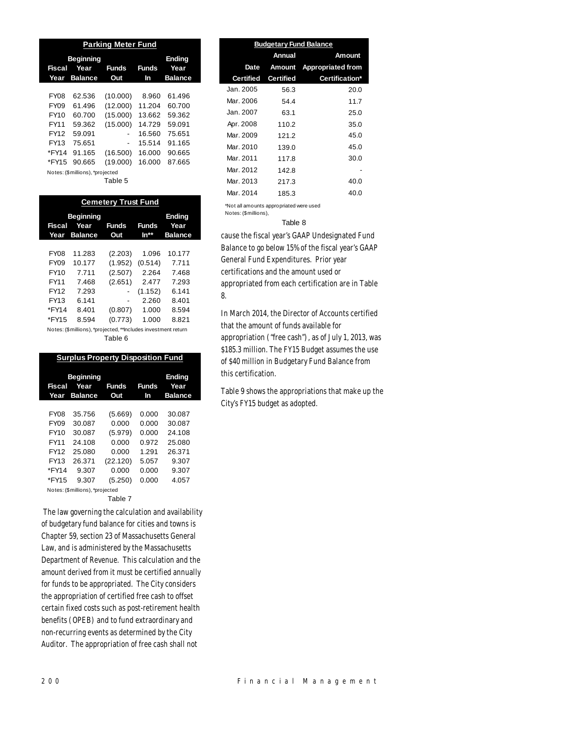| Parking Meter Fund | | | | |
|---|---|---|---|---|
| Fiscal Year | Beginning Year Balance | Funds Out | Funds In | Ending Year Balance |
| FY08 | 62.536 | (10.000) | 8.960 | 61.496 |
| FY09 | 61.496 | (12.000) | 11.204 | 60.700 |
| FY10 | 60.700 | (15.000) | 13.662 | 59.362 |
| FY11 | 59.362 | (15.000) | 14.729 | 59.091 |
| FY12 | 59.091 | - | 16.560 | 75.651 |
| FY13 | 75.651 | - | 15.514 | 91.165 |
| *FY14 | 91.165 | (16.500) | 16.000 | 90.665 |
| *FY15 | 90.665 | (19.000) | 16.000 | 87.665 |

Notes: ($millions), *projected

Table 5

| Cemetery Trust Fund | | | | |
|---|---|---|---|---|
| Fiscal Year | Beginning Year Balance | Funds Out | Funds In** | Ending Year Balance |
| FY08 | 11.283 | (2.203) | 1.096 | 10.177 |
| FY09 | 10.177 | (1.952) | (0.514) | 7.711 |
| FY10 | 7.711 | (2.507) | 2.264 | 7.468 |
| FY11 | 7.468 | (2.651) | 2.477 | 7.293 |
| FY12 | 7.293 | - | (1.152) | 6.141 |
| FY13 | 6.141 | - | 2.260 | 8.401 |
| *FY14 | 8.401 | (0.807) | 1.000 | 8.594 |
| *FY15 | 8.594 | (0.773) | 1.000 | 8.821 |

Notes: ($millions), *projected, **Includes investment return

Table 6

| Surplus Property Disposition Fund | | | | |
|---|---|---|---|---|
| Fiscal Year | Beginning Year Balance | Funds Out | Funds In | Ending Year Balance |
| FY08 | 35.756 | (5.669) | 0.000 | 30.087 |
| FY09 | 30.087 | 0.000 | 0.000 | 30.087 |
| FY10 | 30.087 | (5.979) | 0.000 | 24.108 |
| FY11 | 24.108 | 0.000 | 0.972 | 25.080 |
| FY12 | 25.080 | 0.000 | 1.291 | 26.371 |
| FY13 | 26.371 | (22.120) | 5.057 | 9.307 |
| *FY14 | 9.307 | 0.000 | 0.000 | 9.307 |
| *FY15 | 9.307 | (5.250) | 0.000 | 4.057 |

Notes: ($millions), *projected

Table 7

The law governing the calculation and availability of budgetary fund balance for cities and towns is Chapter 59, section 23 of Massachusetts General Law, and is administered by the Massachusetts Department of Revenue. This calculation and the amount derived from it must be certified annually for funds to be appropriated. The City considers the appropriation of certified free cash to offset certain fixed costs such as post-retirement health benefits (OPEB) and to fund extraordinary and non-recurring events as determined by the City Auditor. The appropriation of free cash shall not cause the fiscal year's GAAP Undesignated Fund Balance to go below 15% of the fiscal year's GAAP General Fund Expenditures. Prior year certifications and the amount used or appropriated from each certification are in Table 8.

| Budgetary Fund Balance | | |
|---|---|---|
| Date Certified | Annual Amount Certified | Amount Appropriated from Certification* |
| Jan. 2005 | 56.3 | 20.0 |
| Mar. 2006 | 54.4 | 11.7 |
| Jan. 2007 | 63.1 | 25.0 |
| Apr. 2008 | 110.2 | 35.0 |
| Mar. 2009 | 121.2 | 45.0 |
| Mar. 2010 | 139.0 | 45.0 |
| Mar. 2011 | 117.8 | 30.0 |
| Mar. 2012 | 142.8 | - |
| Mar. 2013 | 217.3 | 40.0 |
| Mar. 2014 | 185.3 | 40.0 |

*Not all amounts appropriated were used
Notes: ($millions),

Table 8

In March 2014, the Director of Accounts certified that the amount of funds available for appropriation ("free cash"), as of July 1, 2013, was $185.3 million. The FY15 Budget assumes the use of $40 million in Budgetary Fund Balance from this certification.

Table 9 shows the appropriations that make up the City's FY15 budget as adopted.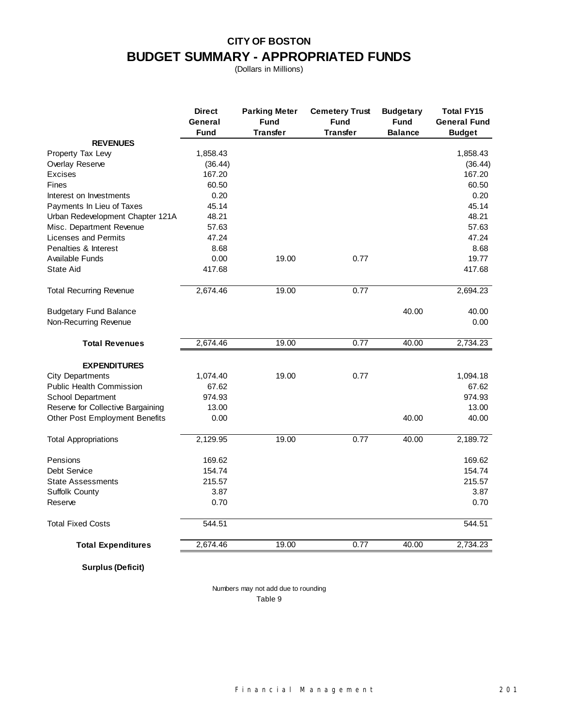# CITY OF BOSTON

## BUDGET SUMMARY - APPROPRIATED FUNDS

(Dollars in Millions)

| | Direct General Fund | Parking Meter Fund Transfer | Cemetery Trust Fund Transfer | Budgetary Fund Balance | Total FY15 General Fund Budget |
|---|---|---|---|---|---|
| **REVENUES** | | | | | |
| Property Tax Levy | 1,858.43 | | | | 1,858.43 |
| Overlay Reserve | (36.44) | | | | (36.44) |
| Excises | 167.20 | | | | 167.20 |
| Fines | 60.50 | | | | 60.50 |
| Interest on Investments | 0.20 | | | | 0.20 |
| Payments In Lieu of Taxes | 45.14 | | | | 45.14 |
| Urban Redevelopment Chapter 121A | 48.21 | | | | 48.21 |
| Misc. Department Revenue | 57.63 | | | | 57.63 |
| Licenses and Permits | 47.24 | | | | 47.24 |
| Penalties & Interest | 8.68 | | | | 8.68 |
| Available Funds | 0.00 | 19.00 | 0.77 | | 19.77 |
| State Aid | 417.68 | | | | 417.68 |
| Total Recurring Revenue | 2,674.46 | 19.00 | 0.77 | | 2,694.23 |
| Budgetary Fund Balance | | | | 40.00 | 40.00 |
| Non-Recurring Revenue | | | | | 0.00 |
| **Total Revenues** | 2,674.46 | 19.00 | 0.77 | 40.00 | 2,734.23 |
| **EXPENDITURES** | | | | | |
| City Departments | 1,074.40 | 19.00 | 0.77 | | 1,094.18 |
| Public Health Commission | 67.62 | | | | 67.62 |
| School Department | 974.93 | | | | 974.93 |
| Reserve for Collective Bargaining | 13.00 | | | | 13.00 |
| Other Post Employment Benefits | 0.00 | | | 40.00 | 40.00 |
| Total Appropriations | 2,129.95 | 19.00 | 0.77 | 40.00 | 2,189.72 |
| Pensions | 169.62 | | | | 169.62 |
| Debt Service | 154.74 | | | | 154.74 |
| State Assessments | 215.57 | | | | 215.57 |
| Suffolk County | 3.87 | | | | 3.87 |
| Reserve | 0.70 | | | | 0.70 |
| Total Fixed Costs | 544.51 | | | | 544.51 |
| **Total Expenditures** | 2,674.46 | 19.00 | 0.77 | 40.00 | 2,734.23 |
| **Surplus (Deficit)** | | | | | |

Numbers may not add due to rounding

Table 9